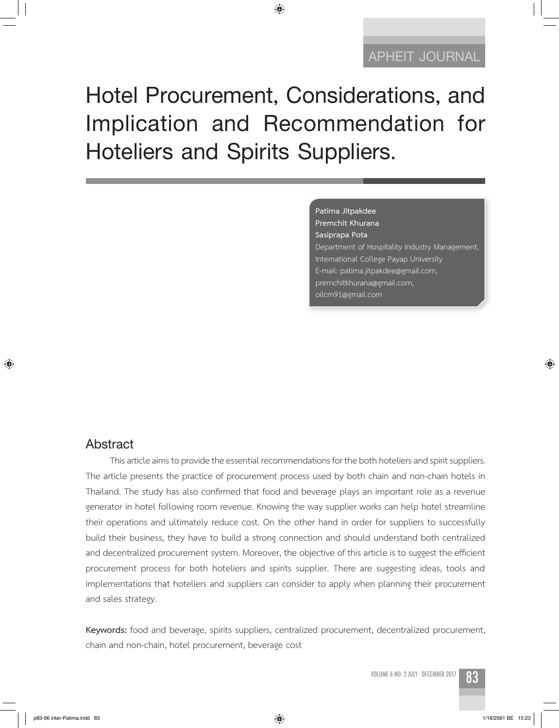# Hotel Procurement, Considerations, and Implication and Recommendation for Hoteliers and Spirits Suppliers.

**Patima Jitpakdee**
**Premchit Khurana**
**Sasiprapa Pota**
Department of Hospitality Industry Management,
International College Payap University
E-mail: patima.jitpakdee@gmail.com,
premchitkhurana@gmail.com,
oilcm91@gmail.com

## Abstract

This article aims to provide the essential recommendations for the both hoteliers and spirit suppliers. The article presents the practice of procurement process used by both chain and non-chain hotels in Thailand. The study has also confirmed that food and beverage plays an important role as a revenue generator in hotel following room revenue. Knowing the way supplier works can help hotel streamline their operations and ultimately reduce cost. On the other hand in order for suppliers to successfully build their business, they have to build a strong connection and should understand both centralized and decentralized procurement system. Moreover, the objective of this article is to suggest the efficient procurement process for both hoteliers and spirits supplier. There are suggesting ideas, tools and implementations that hoteliers and suppliers can consider to apply when planning their procurement and sales strategy.

**Keywords:** food and beverage, spirits suppliers, centralized procurement, decentralized procurement, chain and non-chain, hotel procurement, beverage cost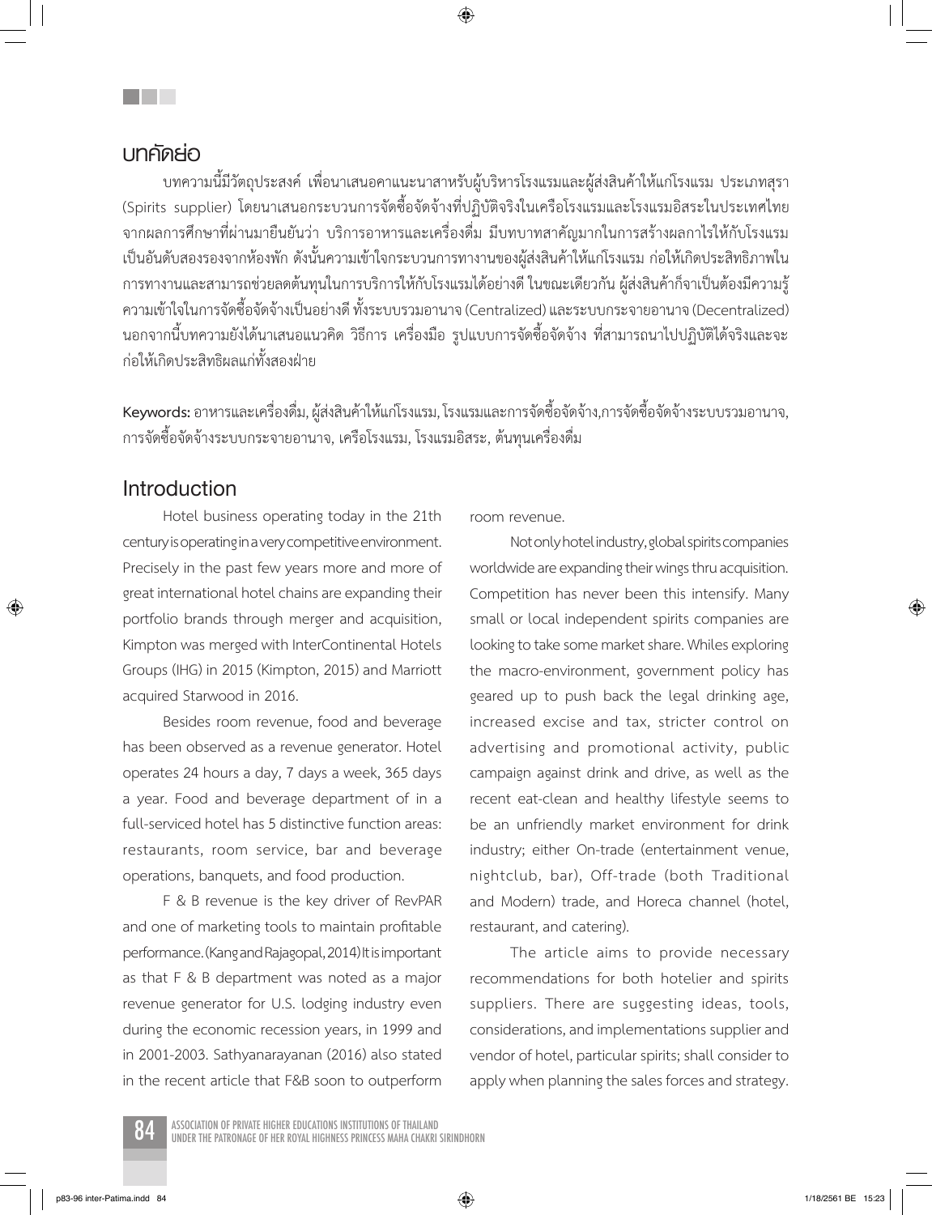## บทคัดย่อ

บทความนี้มีวัตถุประสงค์ เพื่อนาเสนอคาแนะนาสาหรับผู้บริหารโรงแรมและผู้ส่งสินค้าให้แก่โรงแรม ประเภทสุรา (Spirits supplier) โดยนาเสนอกระบวนการจัดซื้อจัดจ้างที่ปฏิบัติจริงในเครือโรงแรมและโรงแรมอิสระในประเทศไทย จากผลการศึกษาที่ผ่านมายืนยันว่า บริการอาหารและเครื่องดื่ม มีบทบาทสาคัญมากในการสร้างผลกาไรให้กับโรงแรม เป็นอันดับสองรองจากห้องพัก ดังนั้นความเข้าใจกระบวนการทางานของผู้ส่งสินค้าให้แก่โรงแรม ก่อให้เกิดประสิทธิภาพในการทางานและสามารถช่วยลดต้นทุนในการบริการให้กับโรงแรมได้อย่างดี ในขณะเดียวกัน ผู้ส่งสินค้าก็จาเป็นต้องมีความรู้ความเข้าใจในการจัดซื้อจัดจ้างเป็นอย่างดี ทั้งระบบรวมอานาจ (Centralized) และระบบกระจายอานาจ (Decentralized) นอกจากนี้บทความยังได้นาเสนอแนวคิด วิธีการ เครื่องมือ รูปแบบการจัดซื้อจัดจ้าง ที่สามารถนาไปปฏิบัติได้จริงและจะก่อให้เกิดประสิทธิผลแก่ทั้งสองฝ่าย

**Keywords:** อาหารและเครื่องดื่ม, ผู้ส่งสินค้าให้แก่โรงแรม, โรงแรมและการจัดซื้อจัดจ้าง,การจัดซื้อจัดจ้างระบบรวมอานาจ, การจัดซื้อจัดจ้างระบบกระจายอานาจ, เครือโรงแรม, โรงแรมอิสระ, ต้นทุนเครื่องดื่ม

## Introduction

Hotel business operating today in the 21th century is operating in a very competitive environment. Precisely in the past few years more and more of great international hotel chains are expanding their portfolio brands through merger and acquisition, Kimpton was merged with InterContinental Hotels Groups (IHG) in 2015 (Kimpton, 2015) and Marriott acquired Starwood in 2016.

Besides room revenue, food and beverage has been observed as a revenue generator. Hotel operates 24 hours a day, 7 days a week, 365 days a year. Food and beverage department of in a full-serviced hotel has 5 distinctive function areas: restaurants, room service, bar and beverage operations, banquets, and food production.

F & B revenue is the key driver of RevPAR and one of marketing tools to maintain profitable performance. (Kang and Rajagopal, 2014) It is important as that F & B department was noted as a major revenue generator for U.S. lodging industry even during the economic recession years, in 1999 and in 2001-2003. Sathyanarayanan (2016) also stated in the recent article that F&B soon to outperform room revenue.

Not only hotel industry, global spirits companies worldwide are expanding their wings thru acquisition. Competition has never been this intensify. Many small or local independent spirits companies are looking to take some market share. Whiles exploring the macro-environment, government policy has geared up to push back the legal drinking age, increased excise and tax, stricter control on advertising and promotional activity, public campaign against drink and drive, as well as the recent eat-clean and healthy lifestyle seems to be an unfriendly market environment for drink industry; either On-trade (entertainment venue, nightclub, bar), Off-trade (both Traditional and Modern) trade, and Horeca channel (hotel, restaurant, and catering).

The article aims to provide necessary recommendations for both hotelier and spirits suppliers. There are suggesting ideas, tools, considerations, and implementations supplier and vendor of hotel, particular spirits; shall consider to apply when planning the sales forces and strategy.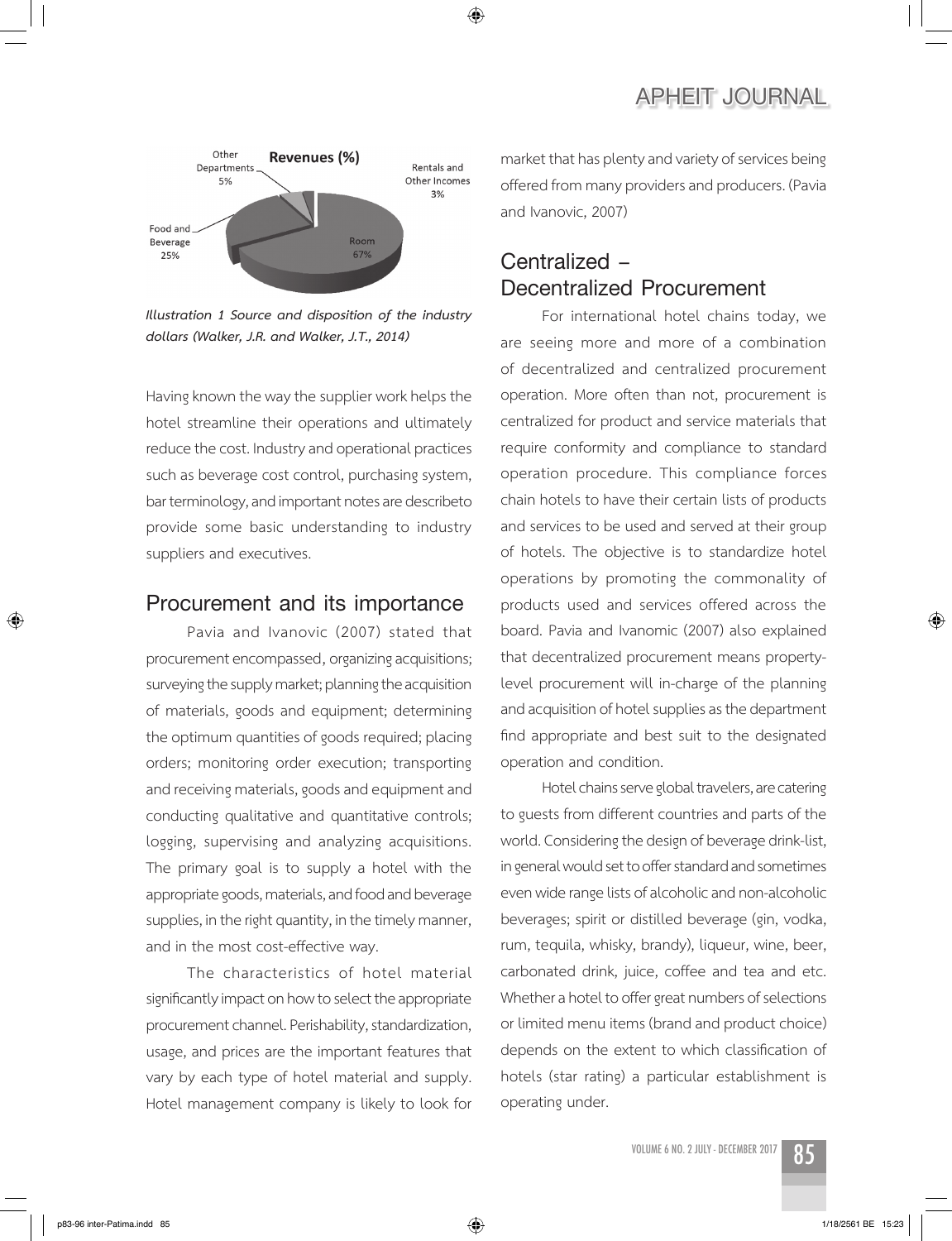Illustration 1 Source and disposition of the industry dollars (Walker, J.R. and Walker, J.T., 2014)

Having known the way the supplier work helps the hotel streamline their operations and ultimately reduce the cost. Industry and operational practices such as beverage cost control, purchasing system, bar terminology, and important notes are describeto provide some basic understanding to industry suppliers and executives.

## Procurement and its importance

Pavia and Ivanovic (2007) stated that procurement encompassed, organizing acquisitions; surveying the supply market; planning the acquisition of materials, goods and equipment; determining the optimum quantities of goods required; placing orders; monitoring order execution; transporting and receiving materials, goods and equipment and conducting qualitative and quantitative controls; logging, supervising and analyzing acquisitions. The primary goal is to supply a hotel with the appropriate goods, materials, and food and beverage supplies, in the right quantity, in the timely manner, and in the most cost-effective way.

The characteristics of hotel material significantly impact on how to select the appropriate procurement channel. Perishability, standardization, usage, and prices are the important features that vary by each type of hotel material and supply. Hotel management company is likely to look for market that has plenty and variety of services being offered from many providers and producers. (Pavia and Ivanovic, 2007)

## Centralized – Decentralized Procurement

For international hotel chains today, we are seeing more and more of a combination of decentralized and centralized procurement operation. More often than not, procurement is centralized for product and service materials that require conformity and compliance to standard operation procedure. This compliance forces chain hotels to have their certain lists of products and services to be used and served at their group of hotels. The objective is to standardize hotel operations by promoting the commonality of products used and services offered across the board. Pavia and Ivanomic (2007) also explained that decentralized procurement means property-level procurement will in-charge of the planning and acquisition of hotel supplies as the department find appropriate and best suit to the designated operation and condition.

Hotel chains serve global travelers, are catering to guests from different countries and parts of the world. Considering the design of beverage drink-list, in general would set to offer standard and sometimes even wide range lists of alcoholic and non-alcoholic beverages; spirit or distilled beverage (gin, vodka, rum, tequila, whisky, brandy), liqueur, wine, beer, carbonated drink, juice, coffee and tea and etc. Whether a hotel to offer great numbers of selections or limited menu items (brand and product choice) depends on the extent to which classification of hotels (star rating) a particular establishment is operating under.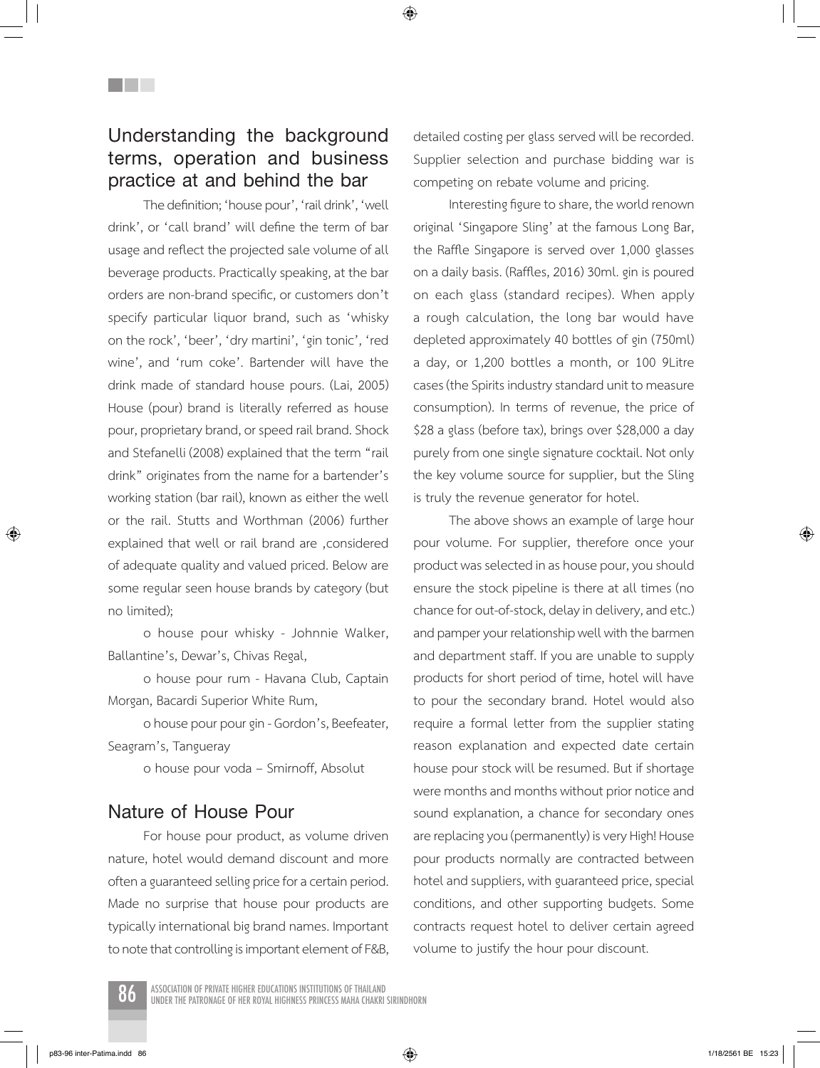## Understanding the background terms, operation and business practice at and behind the bar

The definition; 'house pour', 'rail drink', 'well drink', or 'call brand' will define the term of bar usage and reflect the projected sale volume of all beverage products. Practically speaking, at the bar orders are non-brand specific, or customers don't specify particular liquor brand, such as 'whisky on the rock', 'beer', 'dry martini', 'gin tonic', 'red wine', and 'rum coke'. Bartender will have the drink made of standard house pours. (Lai, 2005) House (pour) brand is literally referred as house pour, proprietary brand, or speed rail brand. Shock and Stefanelli (2008) explained that the term "rail drink" originates from the name for a bartender's working station (bar rail), known as either the well or the rail. Stutts and Worthman (2006) further explained that well or rail brand are ,considered of adequate quality and valued priced. Below are some regular seen house brands by category (but no limited);

o house pour whisky - Johnnie Walker, Ballantine's, Dewar's, Chivas Regal,

o house pour rum - Havana Club, Captain Morgan, Bacardi Superior White Rum,

o house pour pour gin - Gordon's, Beefeater, Seagram's, Tanguerary

o house pour voda – Smirnoff, Absolut

## Nature of House Pour

For house pour product, as volume driven nature, hotel would demand discount and more often a guaranteed selling price for a certain period. Made no surprise that house pour products are typically international big brand names. Important to note that controlling is important element of F&B, detailed costing per glass served will be recorded. Supplier selection and purchase bidding war is competing on rebate volume and pricing.

Interesting figure to share, the world renown original 'Singapore Sling' at the famous Long Bar, the Raffle Singapore is served over 1,000 glasses on a daily basis. (Raffles, 2016) 30ml. gin is poured on each glass (standard recipes). When apply a rough calculation, the long bar would have depleted approximately 40 bottles of gin (750ml) a day, or 1,200 bottles a month, or 100 9Litre cases (the Spirits industry standard unit to measure consumption). In terms of revenue, the price of $28 a glass (before tax), brings over $28,000 a day purely from one single signature cocktail. Not only the key volume source for supplier, but the Sling is truly the revenue generator for hotel.

The above shows an example of large hour pour volume. For supplier, therefore once your product was selected in as house pour, you should ensure the stock pipeline is there at all times (no chance for out-of-stock, delay in delivery, and etc.) and pamper your relationship well with the barmen and department staff. If you are unable to supply products for short period of time, hotel will have to pour the secondary brand. Hotel would also require a formal letter from the supplier stating reason explanation and expected date certain house pour stock will be resumed. But if shortage were months and months without prior notice and sound explanation, a chance for secondary ones are replacing you (permanently) is very High! House pour products normally are contracted between hotel and suppliers, with guaranteed price, special conditions, and other supporting budgets. Some contracts request hotel to deliver certain agreed volume to justify the hour pour discount.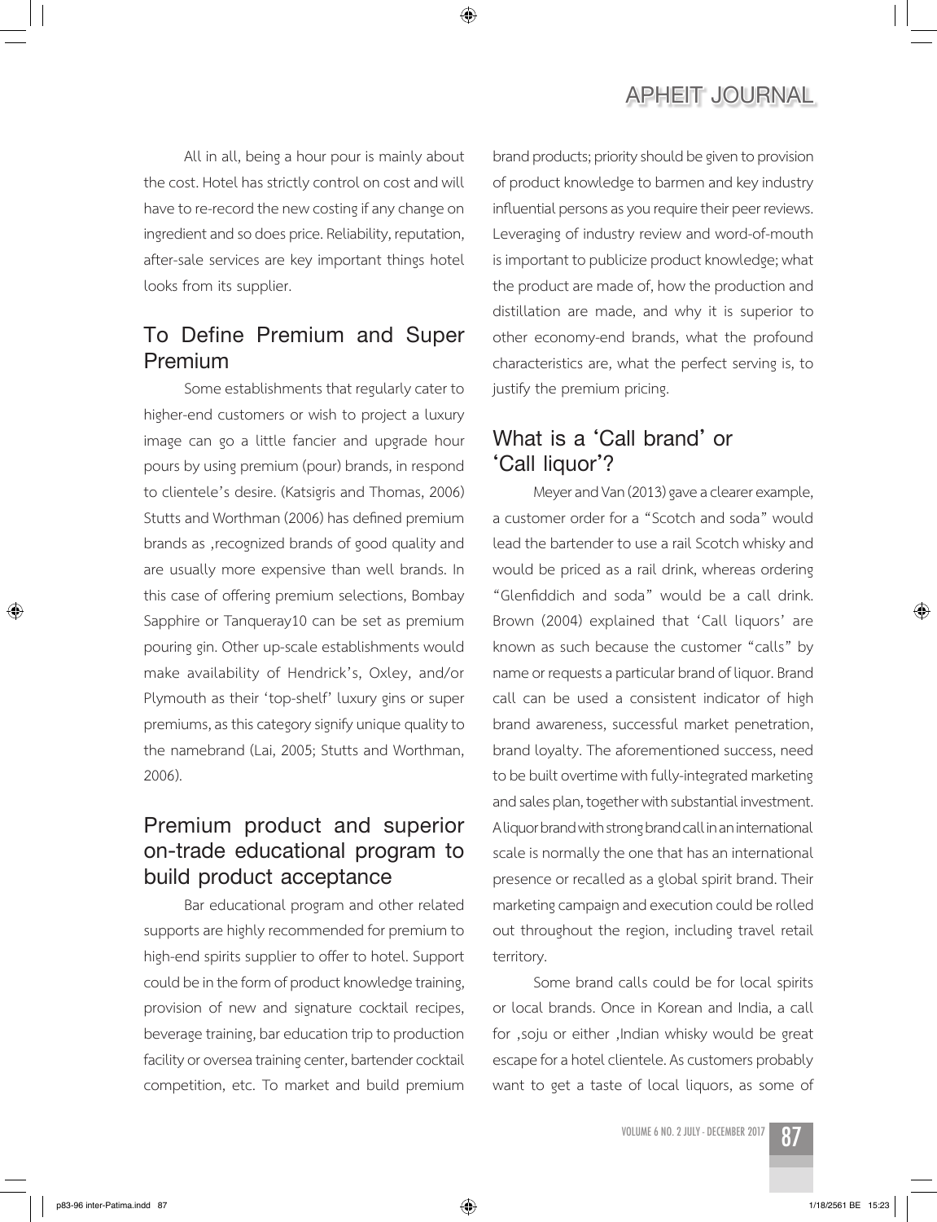All in all, being a hour pour is mainly about the cost. Hotel has strictly control on cost and will have to re-record the new costing if any change on ingredient and so does price. Reliability, reputation, after-sale services are key important things hotel looks from its supplier.

## To Define Premium and Super Premium

Some establishments that regularly cater to higher-end customers or wish to project a luxury image can go a little fancier and upgrade hour pours by using premium (pour) brands, in respond to clientele's desire. (Katsigris and Thomas, 2006) Stutts and Worthman (2006) has defined premium brands as ,recognized brands of good quality and are usually more expensive than well brands. In this case of offering premium selections, Bombay Sapphire or Tanqueray10 can be set as premium pouring gin. Other up-scale establishments would make availability of Hendrick's, Oxley, and/or Plymouth as their 'top-shelf' luxury gins or super premiums, as this category signify unique quality to the namebrand (Lai, 2005; Stutts and Worthman, 2006).

## Premium product and superior on-trade educational program to build product acceptance

Bar educational program and other related supports are highly recommended for premium to high-end spirits supplier to offer to hotel. Support could be in the form of product knowledge training, provision of new and signature cocktail recipes, beverage training, bar education trip to production facility or oversea training center, bartender cocktail competition, etc. To market and build premium brand products; priority should be given to provision of product knowledge to barmen and key industry influential persons as you require their peer reviews. Leveraging of industry review and word-of-mouth is important to publicize product knowledge; what the product are made of, how the production and distillation are made, and why it is superior to other economy-end brands, what the profound characteristics are, what the perfect serving is, to justify the premium pricing.

## What is a 'Call brand' or 'Call liquor'?

Meyer and Van (2013) gave a clearer example, a customer order for a "Scotch and soda" would lead the bartender to use a rail Scotch whisky and would be priced as a rail drink, whereas ordering "Glenfiddich and soda" would be a call drink. Brown (2004) explained that 'Call liquors' are known as such because the customer "calls" by name or requests a particular brand of liquor. Brand call can be used a consistent indicator of high brand awareness, successful market penetration, brand loyalty. The aforementioned success, need to be built overtime with fully-integrated marketing and sales plan, together with substantial investment. A liquor brand with strong brand call in an international scale is normally the one that has an international presence or recalled as a global spirit brand. Their marketing campaign and execution could be rolled out throughout the region, including travel retail territory.

Some brand calls could be for local spirits or local brands. Once in Korean and India, a call for ,soju or either ,Indian whisky would be great escape for a hotel clientele. As customers probably want to get a taste of local liquors, as some of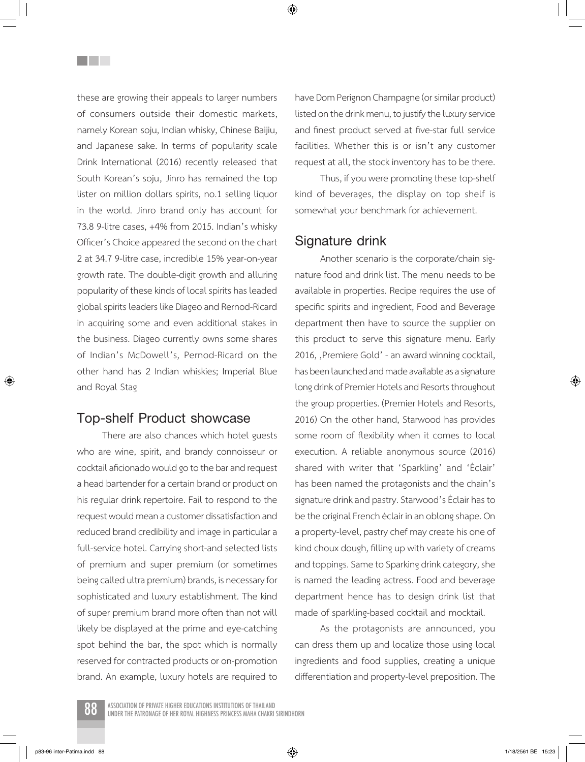these are growing their appeals to larger numbers of consumers outside their domestic markets, namely Korean soju, Indian whisky, Chinese Baijiu, and Japanese sake. In terms of popularity scale Drink International (2016) recently released that South Korean's soju, Jinro has remained the top lister on million dollars spirits, no.1 selling liquor in the world. Jinro brand only has account for 73.8 9-litre cases, +4% from 2015. Indian's whisky Officer's Choice appeared the second on the chart 2 at 34.7 9-litre case, incredible 15% year-on-year growth rate. The double-digit growth and alluring popularity of these kinds of local spirits has leaded global spirits leaders like Diageo and Rernod-Ricard in acquiring some and even additional stakes in the business. Diageo currently owns some shares of Indian's McDowell's, Pernod-Ricard on the other hand has 2 Indian whiskies; Imperial Blue and Royal Stag

## Top-shelf Product showcase

There are also chances which hotel guests who are wine, spirit, and brandy connoisseur or cocktail aficionado would go to the bar and request a head bartender for a certain brand or product on his regular drink repertoire. Fail to respond to the request would mean a customer dissatisfaction and reduced brand credibility and image in particular a full-service hotel. Carrying short-and selected lists of premium and super premium (or sometimes being called ultra premium) brands, is necessary for sophisticated and luxury establishment. The kind of super premium brand more often than not will likely be displayed at the prime and eye-catching spot behind the bar, the spot which is normally reserved for contracted products or on-promotion brand. An example, luxury hotels are required to have Dom Perignon Champagne (or similar product) listed on the drink menu, to justify the luxury service and finest product served at five-star full service facilities. Whether this is or isn't any customer request at all, the stock inventory has to be there.

Thus, if you were promoting these top-shelf kind of beverages, the display on top shelf is somewhat your benchmark for achievement.

## Signature drink

Another scenario is the corporate/chain signature food and drink list. The menu needs to be available in properties. Recipe requires the use of specific spirits and ingredient, Food and Beverage department then have to source the supplier on this product to serve this signature menu. Early 2016, ,Premiere Gold' - an award winning cocktail, has been launched and made available as a signature long drink of Premier Hotels and Resorts throughout the group properties. (Premier Hotels and Resorts, 2016) On the other hand, Starwood has provides some room of flexibility when it comes to local execution. A reliable anonymous source (2016) shared with writer that 'Sparkling' and 'Éclair' has been named the protagonists and the chain's signature drink and pastry. Starwood's Éclair has to be the original French éclair in an oblong shape. On a property-level, pastry chef may create his one of kind choux dough, filling up with variety of creams and toppings. Same to Sparking drink category, she is named the leading actress. Food and beverage department hence has to design drink list that made of sparkling-based cocktail and mocktail.

As the protagonists are announced, you can dress them up and localize those using local ingredients and food supplies, creating a unique differentiation and property-level preposition. The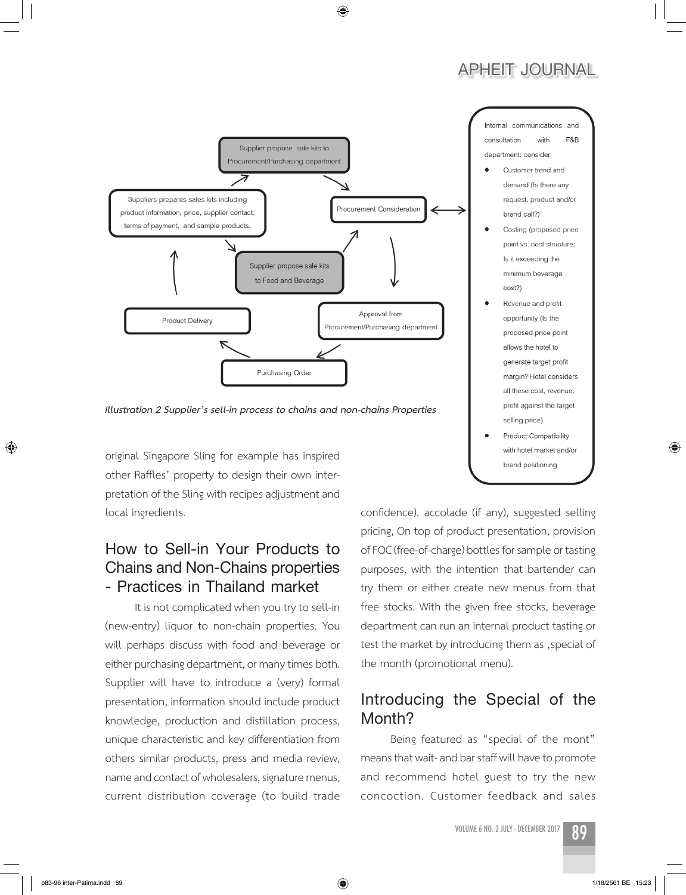Supplier propose sale kits to Procurement/Purchasing department

Suppliers prepares sales kits including product information, price, supplier contact, terms of payment, and sample products.

Procurement Consideration

Supplier propose sale kits to Food and Beverage

Product Delivery

Approval from Procurement/Purchasing department

Purchasing Order

Internal communications and consultation with F&B department: consider

- Customer trend and demand (Is there any request, product and/or brand call?)
- Costing (proposed price point vs. cost structure; Is it exceeding the minimum beverage cost?)
- Revenue and profit opportunity (Is the proposed price point allows the hotel to generate target profit margin? Hotel considers all these cost, revenue, profit against the target selling price)
- Product Compatibility with hotel market and/or brand positioning

*Illustration 2 Supplier's sell-in process to chains and non-chains Properties*

original Singapore Sling for example has inspired other Raffles' property to design their own interpretation of the Sling with recipes adjustment and local ingredients.

## How to Sell-in Your Products to Chains and Non-Chains properties - Practices in Thailand market

It is not complicated when you try to sell-in (new-entry) liquor to non-chain properties. You will perhaps discuss with food and beverage or either purchasing department, or many times both. Supplier will have to introduce a (very) formal presentation, information should include product knowledge, production and distillation process, unique characteristic and key differentiation from others similar products, press and media review, name and contact of wholesalers, signature menus, current distribution coverage (to build trade confidence). accolade (if any), suggested selling pricing, On top of product presentation, provision of FOC (free-of-charge) bottles for sample or tasting purposes, with the intention that bartender can try them or either create new menus from that free stocks. With the given free stocks, beverage department can run an internal product tasting or test the market by introducing them as ,special of the month (promotional menu).

## Introducing the Special of the Month?

Being featured as "special of the mont" means that wait- and bar staff will have to promote and recommend hotel guest to try the new concoction. Customer feedback and sales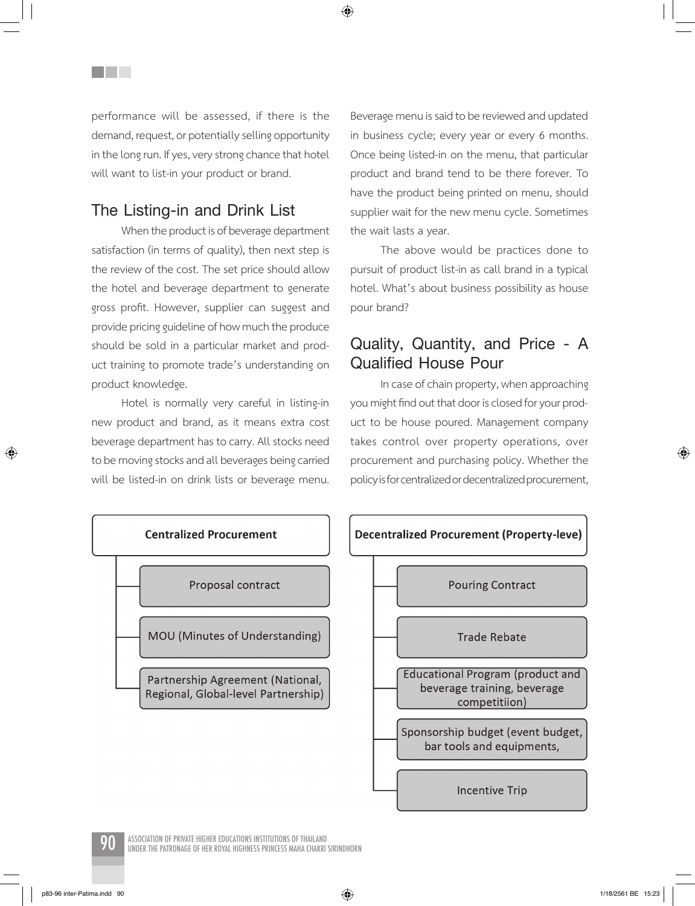performance will be assessed, if there is the demand, request, or potentially selling opportunity in the long run. If yes, very strong chance that hotel will want to list-in your product or brand.

## The Listing-in and Drink List

When the product is of beverage department satisfaction (in terms of quality), then next step is the review of the cost. The set price should allow the hotel and beverage department to generate gross profit. However, supplier can suggest and provide pricing guideline of how much the produce should be sold in a particular market and product training to promote trade's understanding on product knowledge.

Hotel is normally very careful in listing-in new product and brand, as it means extra cost beverage department has to carry. All stocks need to be moving stocks and all beverages being carried will be listed-in on drink lists or beverage menu. Beverage menu is said to be reviewed and updated in business cycle; every year or every 6 months. Once being listed-in on the menu, that particular product and brand tend to be there forever. To have the product being printed on menu, should supplier wait for the new menu cycle. Sometimes the wait lasts a year.

The above would be practices done to pursuit of product list-in as call brand in a typical hotel. What's about business possibility as house pour brand?

## Quality, Quantity, and Price - A Qualified House Pour

In case of chain property, when approaching you might find out that door is closed for your product to be house poured. Management company takes control over property operations, over procurement and purchasing policy. Whether the policy is for centralized or decentralized procurement,

**Centralized Procurement**

- Proposal contract
- MOU (Minutes of Understanding)
- Partnership Agreement (National, Regional, Global-level Partnership)

**Decentralized Procurement (Property-leve)**

- Pouring Contract
- Trade Rebate
- Educational Program (product and beverage training, beverage competitiion)
- Sponsorship budget (event budget, bar tools and equipments,
- Incentive Trip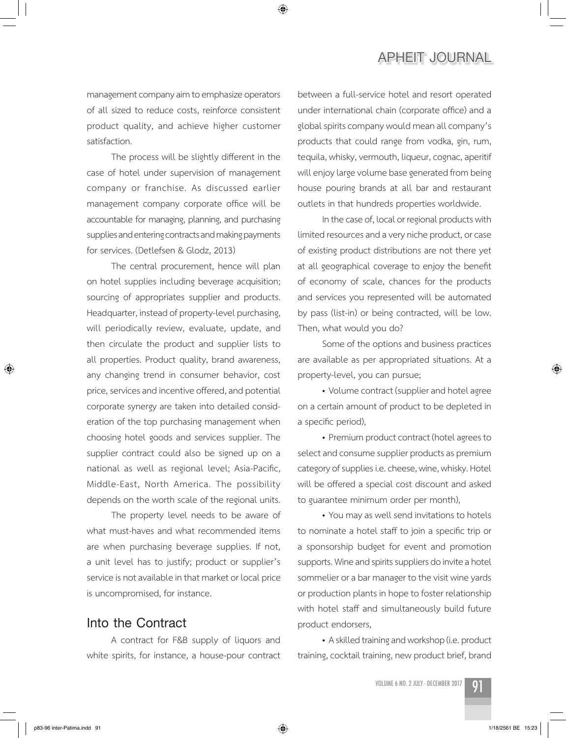management company aim to emphasize operators of all sized to reduce costs, reinforce consistent product quality, and achieve higher customer satisfaction.

The process will be slightly different in the case of hotel under supervision of management company or franchise. As discussed earlier management company corporate office will be accountable for managing, planning, and purchasing supplies and entering contracts and making payments for services. (Detlefsen & Glodz, 2013)

The central procurement, hence will plan on hotel supplies including beverage acquisition; sourcing of appropriates supplier and products. Headquarter, instead of property-level purchasing, will periodically review, evaluate, update, and then circulate the product and supplier lists to all properties. Product quality, brand awareness, any changing trend in consumer behavior, cost price, services and incentive offered, and potential corporate synergy are taken into detailed consideration of the top purchasing management when choosing hotel goods and services supplier. The supplier contract could also be signed up on a national as well as regional level; Asia-Pacific, Middle-East, North America. The possibility depends on the worth scale of the regional units.

The property level needs to be aware of what must-haves and what recommended items are when purchasing beverage supplies. If not, a unit level has to justify; product or supplier's service is not available in that market or local price is uncompromised, for instance.

## Into the Contract

A contract for F&B supply of liquors and white spirits, for instance, a house-pour contract between a full-service hotel and resort operated under international chain (corporate office) and a global spirits company would mean all company's products that could range from vodka, gin, rum, tequila, whisky, vermouth, liqueur, cognac, aperitif will enjoy large volume base generated from being house pouring brands at all bar and restaurant outlets in that hundreds properties worldwide.

In the case of, local or regional products with limited resources and a very niche product, or case of existing product distributions are not there yet at all geographical coverage to enjoy the benefit of economy of scale, chances for the products and services you represented will be automated by pass (list-in) or being contracted, will be low. Then, what would you do?

Some of the options and business practices are available as per appropriated situations. At a property-level, you can pursue;

- Volume contract (supplier and hotel agree on a certain amount of product to be depleted in a specific period),
- Premium product contract (hotel agrees to select and consume supplier products as premium category of supplies i.e. cheese, wine, whisky. Hotel will be offered a special cost discount and asked to guarantee minimum order per month),
- You may as well send invitations to hotels to nominate a hotel staff to join a specific trip or a sponsorship budget for event and promotion supports. Wine and spirits suppliers do invite a hotel sommelier or a bar manager to the visit wine yards or production plants in hope to foster relationship with hotel staff and simultaneously build future product endorsers,
- A skilled training and workshop (i.e. product training, cocktail training, new product brief, brand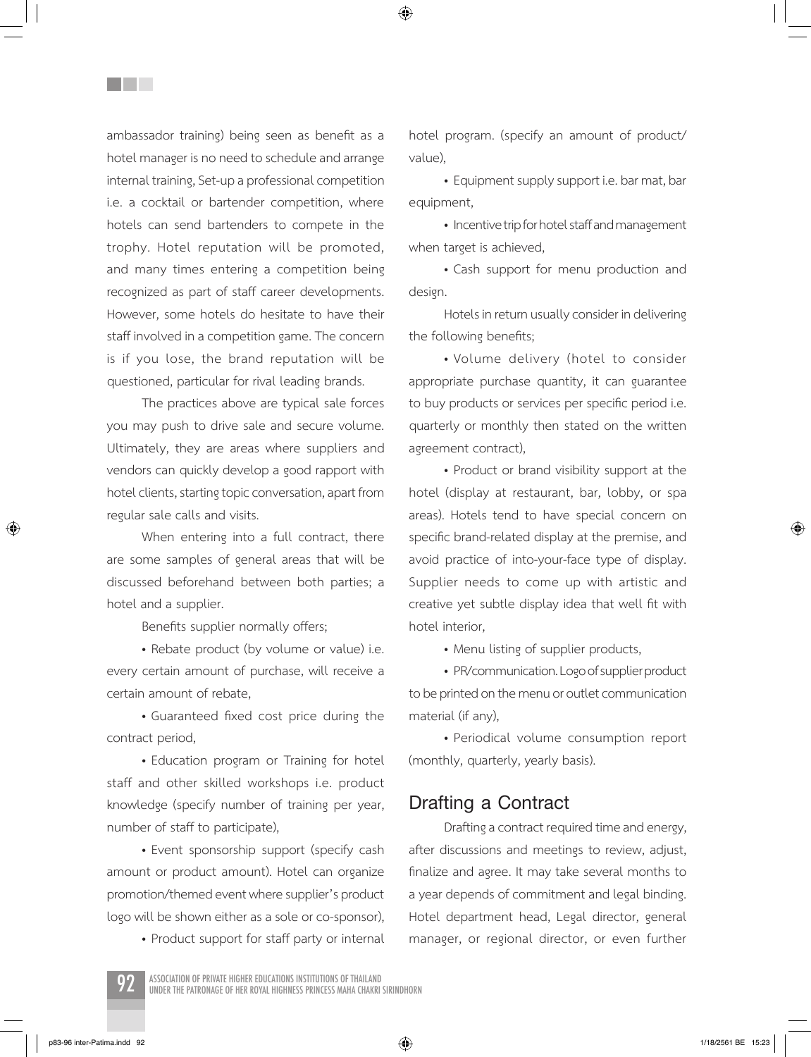ambassador training) being seen as benefit as a hotel manager is no need to schedule and arrange internal training, Set-up a professional competition i.e. a cocktail or bartender competition, where hotels can send bartenders to compete in the trophy. Hotel reputation will be promoted, and many times entering a competition being recognized as part of staff career developments. However, some hotels do hesitate to have their staff involved in a competition game. The concern is if you lose, the brand reputation will be questioned, particular for rival leading brands.

The practices above are typical sale forces you may push to drive sale and secure volume. Ultimately, they are areas where suppliers and vendors can quickly develop a good rapport with hotel clients, starting topic conversation, apart from regular sale calls and visits.

When entering into a full contract, there are some samples of general areas that will be discussed beforehand between both parties; a hotel and a supplier.

Benefits supplier normally offers;

• Rebate product (by volume or value) i.e. every certain amount of purchase, will receive a certain amount of rebate,

• Guaranteed fixed cost price during the contract period,

• Education program or Training for hotel staff and other skilled workshops i.e. product knowledge (specify number of training per year, number of staff to participate),

• Event sponsorship support (specify cash amount or product amount). Hotel can organize promotion/themed event where supplier's product logo will be shown either as a sole or co-sponsor),

• Product support for staff party or internal hotel program. (specify an amount of product/value),

• Equipment supply support i.e. bar mat, bar equipment,

• Incentive trip for hotel staff and management when target is achieved,

• Cash support for menu production and design.

Hotels in return usually consider in delivering the following benefits;

• Volume delivery (hotel to consider appropriate purchase quantity, it can guarantee to buy products or services per specific period i.e. quarterly or monthly then stated on the written agreement contract),

• Product or brand visibility support at the hotel (display at restaurant, bar, lobby, or spa areas). Hotels tend to have special concern on specific brand-related display at the premise, and avoid practice of into-your-face type of display. Supplier needs to come up with artistic and creative yet subtle display idea that well fit with hotel interior,

• Menu listing of supplier products,

• PR/communication. Logo of supplier product to be printed on the menu or outlet communication material (if any),

• Periodical volume consumption report (monthly, quarterly, yearly basis).

## Drafting a Contract

Drafting a contract required time and energy, after discussions and meetings to review, adjust, finalize and agree. It may take several months to a year depends of commitment and legal binding. Hotel department head, Legal director, general manager, or regional director, or even further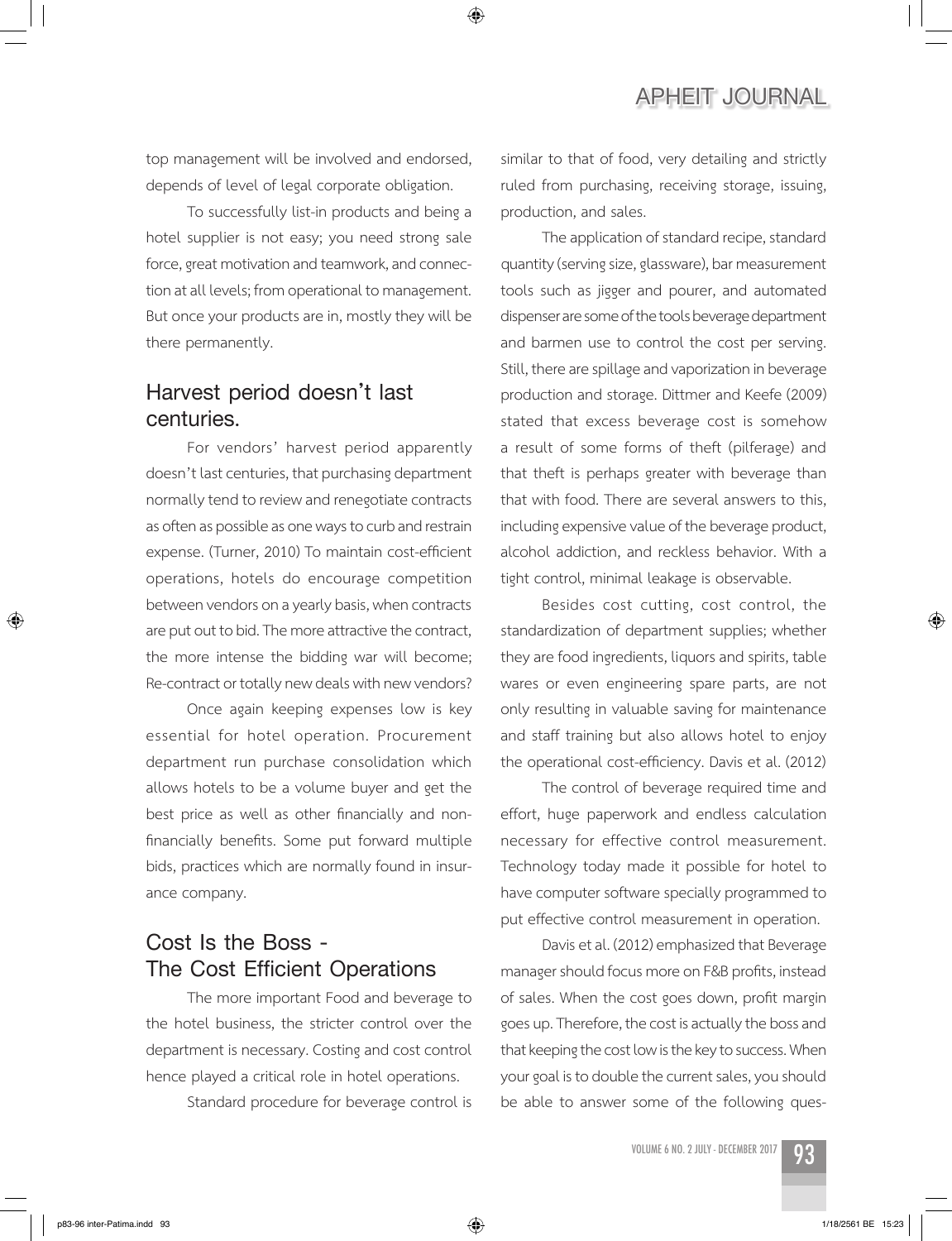top management will be involved and endorsed, depends of level of legal corporate obligation.

To successfully list-in products and being a hotel supplier is not easy; you need strong sale force, great motivation and teamwork, and connection at all levels; from operational to management. But once your products are in, mostly they will be there permanently.

## Harvest period doesn't last centuries.

For vendors' harvest period apparently doesn't last centuries, that purchasing department normally tend to review and renegotiate contracts as often as possible as one ways to curb and restrain expense. (Turner, 2010) To maintain cost-efficient operations, hotels do encourage competition between vendors on a yearly basis, when contracts are put out to bid. The more attractive the contract, the more intense the bidding war will become; Re-contract or totally new deals with new vendors?

Once again keeping expenses low is key essential for hotel operation. Procurement department run purchase consolidation which allows hotels to be a volume buyer and get the best price as well as other financially and non-financially benefits. Some put forward multiple bids, practices which are normally found in insurance company.

## Cost Is the Boss - The Cost Efficient Operations

The more important Food and beverage to the hotel business, the stricter control over the department is necessary. Costing and cost control hence played a critical role in hotel operations.

Standard procedure for beverage control is similar to that of food, very detailing and strictly ruled from purchasing, receiving storage, issuing, production, and sales.

The application of standard recipe, standard quantity (serving size, glassware), bar measurement tools such as jigger and pourer, and automated dispenser are some of the tools beverage department and barmen use to control the cost per serving. Still, there are spillage and vaporization in beverage production and storage. Dittmer and Keefe (2009) stated that excess beverage cost is somehow a result of some forms of theft (pilferage) and that theft is perhaps greater with beverage than that with food. There are several answers to this, including expensive value of the beverage product, alcohol addiction, and reckless behavior. With a tight control, minimal leakage is observable.

Besides cost cutting, cost control, the standardization of department supplies; whether they are food ingredients, liquors and spirits, table wares or even engineering spare parts, are not only resulting in valuable saving for maintenance and staff training but also allows hotel to enjoy the operational cost-efficiency. Davis et al. (2012)

The control of beverage required time and effort, huge paperwork and endless calculation necessary for effective control measurement. Technology today made it possible for hotel to have computer software specially programmed to put effective control measurement in operation.

Davis et al. (2012) emphasized that Beverage manager should focus more on F&B profits, instead of sales. When the cost goes down, profit margin goes up. Therefore, the cost is actually the boss and that keeping the cost low is the key to success. When your goal is to double the current sales, you should be able to answer some of the following ques-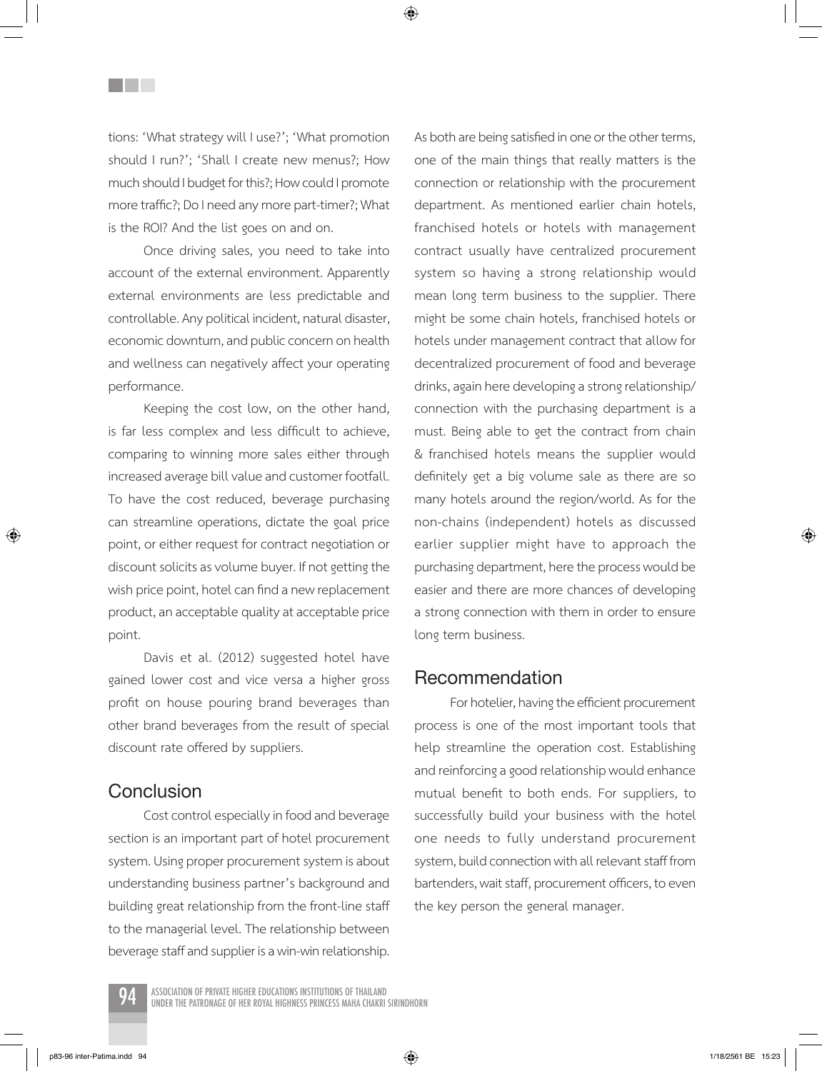tions: 'What strategy will I use?'; 'What promotion should I run?'; 'Shall I create new menus?; How much should I budget for this?; How could I promote more traffic?; Do I need any more part-timer?; What is the ROI? And the list goes on and on.

Once driving sales, you need to take into account of the external environment. Apparently external environments are less predictable and controllable. Any political incident, natural disaster, economic downturn, and public concern on health and wellness can negatively affect your operating performance.

Keeping the cost low, on the other hand, is far less complex and less difficult to achieve, comparing to winning more sales either through increased average bill value and customer footfall. To have the cost reduced, beverage purchasing can streamline operations, dictate the goal price point, or either request for contract negotiation or discount solicits as volume buyer. If not getting the wish price point, hotel can find a new replacement product, an acceptable quality at acceptable price point.

Davis et al. (2012) suggested hotel have gained lower cost and vice versa a higher gross profit on house pouring brand beverages than other brand beverages from the result of special discount rate offered by suppliers.

## Conclusion

Cost control especially in food and beverage section is an important part of hotel procurement system. Using proper procurement system is about understanding business partner's background and building great relationship from the front-line staff to the managerial level. The relationship between beverage staff and supplier is a win-win relationship. As both are being satisfied in one or the other terms, one of the main things that really matters is the connection or relationship with the procurement department. As mentioned earlier chain hotels, franchised hotels or hotels with management contract usually have centralized procurement system so having a strong relationship would mean long term business to the supplier. There might be some chain hotels, franchised hotels or hotels under management contract that allow for decentralized procurement of food and beverage drinks, again here developing a strong relationship/connection with the purchasing department is a must. Being able to get the contract from chain & franchised hotels means the supplier would definitely get a big volume sale as there are so many hotels around the region/world. As for the non-chains (independent) hotels as discussed earlier supplier might have to approach the purchasing department, here the process would be easier and there are more chances of developing a strong connection with them in order to ensure long term business.

## Recommendation

For hotelier, having the efficient procurement process is one of the most important tools that help streamline the operation cost. Establishing and reinforcing a good relationship would enhance mutual benefit to both ends. For suppliers, to successfully build your business with the hotel one needs to fully understand procurement system, build connection with all relevant staff from bartenders, wait staff, procurement officers, to even the key person the general manager.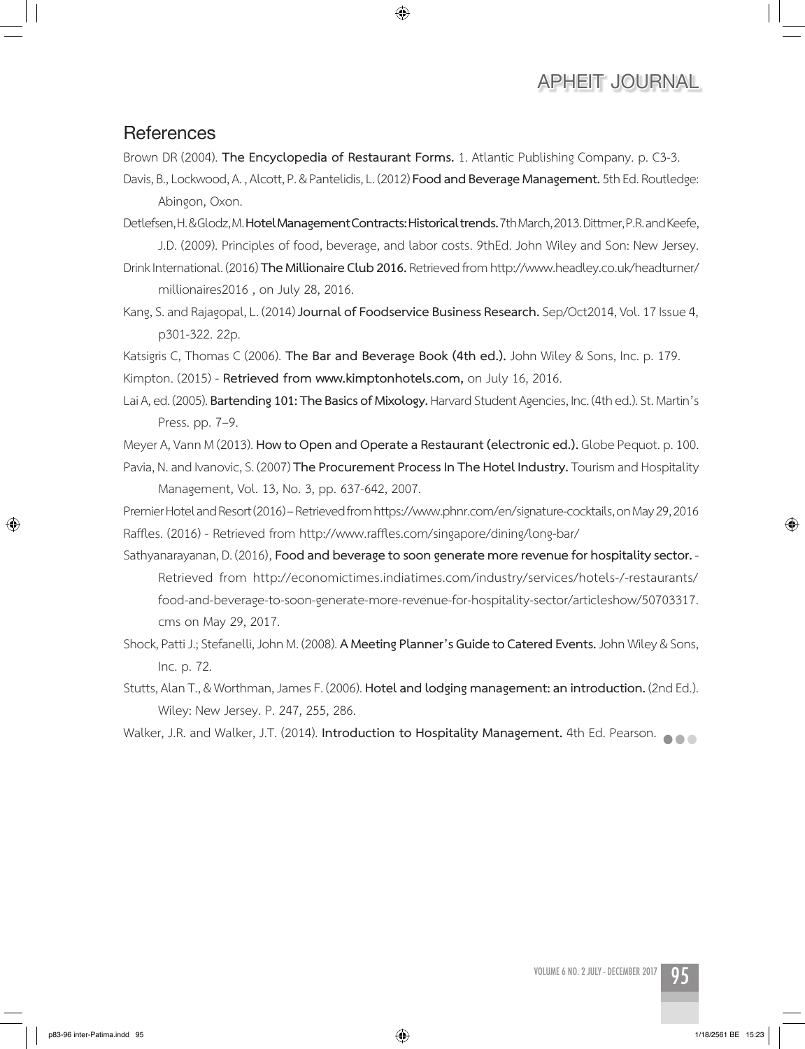## References

Brown DR (2004). **The Encyclopedia of Restaurant Forms.** 1. Atlantic Publishing Company. p. C3-3.

Davis, B., Lockwood, A. , Alcott, P. & Pantelidis, L. (2012) **Food and Beverage Management.** 5th Ed. Routledge: Abingon, Oxon.

Detlefsen, H. & Glodz, M. **Hotel Management Contracts: Historical trends.** 7th March, 2013. Dittmer, P.R. and Keefe, J.D. (2009). Principles of food, beverage, and labor costs. 9thEd. John Wiley and Son: New Jersey.

Drink International. (2016) **The Millionaire Club 2016.** Retrieved from http://www.headley.co.uk/headturner/millionaires2016 , on July 28, 2016.

Kang, S. and Rajagopal, L. (2014) **Journal of Foodservice Business Research.** Sep/Oct2014, Vol. 17 Issue 4, p301-322. 22p.

Katsigris C, Thomas C (2006). **The Bar and Beverage Book (4th ed.).** John Wiley & Sons, Inc. p. 179.

Kimpton. (2015) - **Retrieved from www.kimptonhotels.com,** on July 16, 2016.

Lai A, ed. (2005). **Bartending 101: The Basics of Mixology.** Harvard Student Agencies, Inc. (4th ed.). St. Martin's Press. pp. 7–9.

Meyer A, Vann M (2013). **How to Open and Operate a Restaurant (electronic ed.).** Globe Pequot. p. 100.

Pavia, N. and Ivanovic, S. (2007) **The Procurement Process In The Hotel Industry.** Tourism and Hospitality Management, Vol. 13, No. 3, pp. 637-642, 2007.

Premier Hotel and Resort (2016) – Retrieved from https://www.phnr.com/en/signature-cocktails, on May 29, 2016

Raffles. (2016) - Retrieved from http://www.raffles.com/singapore/dining/long-bar/

Sathyanarayanan, D. (2016), **Food and beverage to soon generate more revenue for hospitality sector.** - Retrieved from http://economictimes.indiatimes.com/industry/services/hotels-/-restaurants/food-and-beverage-to-soon-generate-more-revenue-for-hospitality-sector/articleshow/50703317.cms on May 29, 2017.

Shock, Patti J.; Stefanelli, John M. (2008). **A Meeting Planner's Guide to Catered Events.** John Wiley & Sons, Inc. p. 72.

Stutts, Alan T., & Worthman, James F. (2006). **Hotel and lodging management: an introduction.** (2nd Ed.). Wiley: New Jersey. P. 247, 255, 286.

Walker, J.R. and Walker, J.T. (2014). **Introduction to Hospitality Management.** 4th Ed. Pearson.